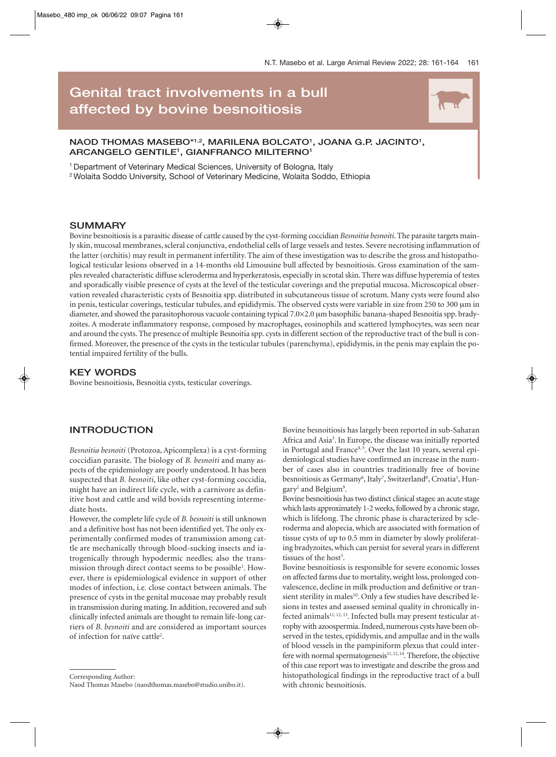# Genital tract involvements in a bull affected by bovine besnoitiosis

**NAOD THOMAS MASEBO*[1,2], MARILENA BOLCATO[1], JOANA G.P. JACINTO[1], ARCANGELO GENTILE[1], GIANFRANCO MILITERNO[1]**

[1] Department of Veterinary Medical Sciences, University of Bologna, Italy
[2] Wolaita Soddo University, School of Veterinary Medicine, Wolaita Soddo, Ethiopia

## SUMMARY

Bovine besnoitiosis is a parasitic disease of cattle caused by the cyst-forming coccidian *Besnoitia besnoiti*. The parasite targets mainly skin, mucosal membranes, scleral conjunctiva, endothelial cells of large vessels and testes. Severe necrotising inflammation of the latter (orchitis) may result in permanent infertility. The aim of these investigation was to describe the gross and histopathological testicular lesions observed in a 14-months old Limousine bull affected by besnoitiosis. Gross examination of the samples revealed characteristic diffuse scleroderma and hyperkeratosis, especially in scrotal skin. There was diffuse hyperemia of testes and sporadically visible presence of cysts at the level of the testicular coverings and the preputial mucosa. Microscopical observation revealed characteristic cysts of Besnoitia spp. distributed in subcutaneous tissue of scrotum. Many cysts were found also in penis, testicular coverings, testicular tubules, and epididymis. The observed cysts were variable in size from 250 to 300 μm in diameter, and showed the parasitophorous vacuole containing typical 7.0×2.0 μm basophilic banana-shaped Besnoitia spp. bradyzoites. A moderate inflammatory response, composed by macrophages, eosinophils and scattered lymphocytes, was seen near and around the cysts. The presence of multiple Besnoitia spp. cysts in different section of the reproductive tract of the bull is confirmed. Moreover, the presence of the cysts in the testicular tubules (parenchyma), epididymis, in the penis may explain the potential impaired fertility of the bulls.

## KEY WORDS

Bovine besnoitiosis, Besnoitia cysts, testicular coverings.

## INTRODUCTION

*Besnoitia besnoiti* (Protozoa, Apicomplexa) is a cyst-forming coccidian parasite. The biology of *B. besnoiti* and many aspects of the epidemiology are poorly understood. It has been suspected that *B. besnoiti*, like other cyst-forming coccidia, might have an indirect life cycle, with a carnivore as definitive host and cattle and wild bovids representing intermediate hosts.

However, the complete life cycle of *B. besnoiti* is still unknown and a definitive host has not been identified yet. The only experimentally confirmed modes of transmission among cattle are mechanically through blood-sucking insects and iatrogenically through hypodermic needles; also the transmission through direct contact seems to be possible[1]. However, there is epidemiological evidence in support of other modes of infection, i.e. close contact between animals. The presence of cysts in the genital mucosae may probably result in transmission during mating. In addition, recovered and sub clinically infected animals are thought to remain life-long carriers of *B. besnoiti* and are considered as important sources of infection for naïve cattle[2].

Bovine besnoitiosis has largely been reported in sub-Saharan Africa and Asia[3]. In Europe, the disease was initially reported in Portugal and France[4,5]. Over the last 10 years, several epidemiological studies have confirmed an increase in the number of cases also in countries traditionally free of bovine besnoitiosis as Germany[6], Italy[7], Switzerland[8], Croatia[3], Hungary[2] and Belgium[9].

Bovine besnoitiosis has two distinct clinical stages: an acute stage which lasts approximately 1-2 weeks, followed by a chronic stage, which is lifelong. The chronic phase is characterized by scleroderma and alopecia, which are associated with formation of tissue cysts of up to 0.5 mm in diameter by slowly proliferating bradyzoites, which can persist for several years in different tissues of the host[3].

Bovine besnoitiosis is responsible for severe economic losses on affected farms due to mortality, weight loss, prolonged convalescence, decline in milk production and definitive or transient sterility in males[10]. Only a few studies have described lesions in testes and assessed seminal quality in chronically infected animals[11,12,13]. Infected bulls may present testicular atrophy with azoospermia. Indeed, numerous cysts have been observed in the testes, epididymis, and ampullae and in the walls of blood vessels in the pampiniform plexus that could interfere with normal spermatogenesis[11,12,14]. Therefore, the objective of this case report was to investigate and describe the gross and histopathological findings in the reproductive tract of a bull with chronic besnoitiosis.

Corresponding Author:
Naod Thomas Masebo (naodthomas.masebo@studio.unibo.it).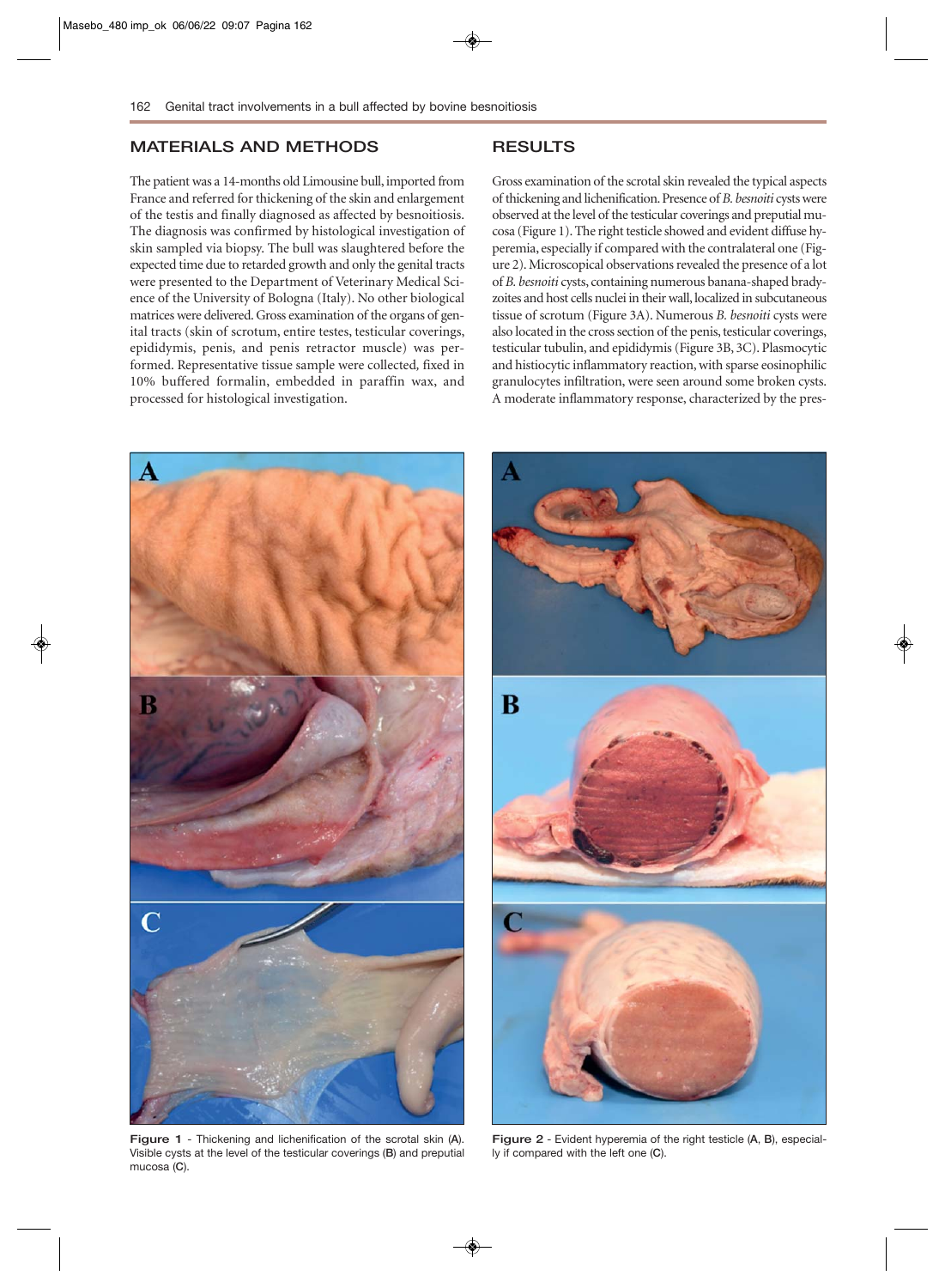## MATERIALS AND METHODS

The patient was a 14-months old Limousine bull, imported from France and referred for thickening of the skin and enlargement of the testis and finally diagnosed as affected by besnoitiosis. The diagnosis was confirmed by histological investigation of skin sampled via biopsy. The bull was slaughtered before the expected time due to retarded growth and only the genital tracts were presented to the Department of Veterinary Medical Science of the University of Bologna (Italy). No other biological matrices were delivered. Gross examination of the organs of genital tracts (skin of scrotum, entire testes, testicular coverings, epididymis, penis, and penis retractor muscle) was performed. Representative tissue sample were collected, fixed in 10% buffered formalin, embedded in paraffin wax, and processed for histological investigation.

## RESULTS

Gross examination of the scrotal skin revealed the typical aspects of thickening and lichenification. Presence of *B. besnoiti* cysts were observed at the level of the testicular coverings and preputial mucosa (Figure 1). The right testicle showed and evident diffuse hyperemia, especially if compared with the contralateral one (Figure 2). Microscopical observations revealed the presence of a lot of *B. besnoiti* cysts, containing numerous banana-shaped bradyzoites and host cells nuclei in their wall, localized in subcutaneous tissue of scrotum (Figure 3A). Numerous *B. besnoiti* cysts were also located in the cross section of the penis, testicular coverings, testicular tubulin, and epididymis (Figure 3B, 3C). Plasmocytic and histiocytic inflammatory reaction, with sparse eosinophilic granulocytes infiltration, were seen around some broken cysts. A moderate inflammatory response, characterized by the pres-

**Figure 1** - Thickening and lichenification of the scrotal skin (**A**). Visible cysts at the level of the testicular coverings (**B**) and preputial mucosa (**C**).

**Figure 2** - Evident hyperemia of the right testicle (**A**, **B**), especially if compared with the left one (**C**).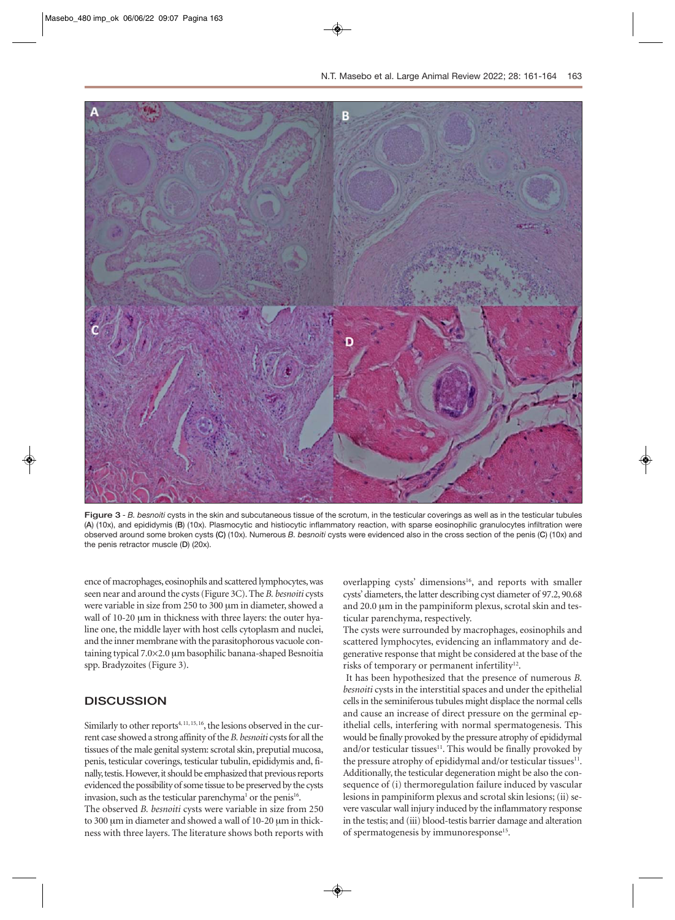Figure 3 - *B. besnoiti* cysts in the skin and subcutaneous tissue of the scrotum, in the testicular coverings as well as in the testicular tubules (**A**) (10x), and epididymis (**B**) (10x). Plasmocytic and histiocytic inflammatory reaction, with sparse eosinophilic granulocytes infiltration were observed around some broken cysts (**C**) (10x). Numerous *B. besnoiti* cysts were evidenced also in the cross section of the penis (**C**) (10x) and the penis retractor muscle (**D**) (20x).

ence of macrophages, eosinophils and scattered lymphocytes, was seen near and around the cysts (Figure 3C). The *B. besnoiti* cysts were variable in size from 250 to 300 µm in diameter, showed a wall of 10-20 µm in thickness with three layers: the outer hyaline one, the middle layer with host cells cytoplasm and nuclei, and the inner membrane with the parasitophorous vacuole containing typical 7.0×2.0 µm basophilic banana-shaped Besnoitia spp. Bradyzoites (Figure 3).

## DISCUSSION

Similarly to other reports[4, 11, 15, 16], the lesions observed in the current case showed a strong affinity of the *B. besnoiti* cysts for all the tissues of the male genital system: scrotal skin, preputial mucosa, penis, testicular coverings, testicular tubulin, epididymis and, finally, testis. However, it should be emphasized that previous reports evidenced the possibility of some tissue to be preserved by the cysts invasion, such as the testicular parenchyma[1] or the penis[16].

The observed *B. besnoiti* cysts were variable in size from 250 to 300 µm in diameter and showed a wall of 10-20 µm in thickness with three layers. The literature shows both reports with overlapping cysts' dimensions[16], and reports with smaller cysts' diameters, the latter describing cyst diameter of 97.2, 90.68 and 20.0 µm in the pampiniform plexus, scrotal skin and testicular parenchyma, respectively.

The cysts were surrounded by macrophages, eosinophils and scattered lymphocytes, evidencing an inflammatory and degenerative response that might be considered at the base of the risks of temporary or permanent infertility[12].

It has been hypothesized that the presence of numerous *B. besnoiti* cysts in the interstitial spaces and under the epithelial cells in the seminiferous tubules might displace the normal cells and cause an increase of direct pressure on the germinal epithelial cells, interfering with normal spermatogenesis. This would be finally provoked by the pressure atrophy of epididymal and/or testicular tissues[11]. This would be finally provoked by the pressure atrophy of epididymal and/or testicular tissues[11]. Additionally, the testicular degeneration might be also the consequence of (i) thermoregulation failure induced by vascular lesions in pampiniform plexus and scrotal skin lesions; (ii) severe vascular wall injury induced by the inflammatory response in the testis; and (iii) blood-testis barrier damage and alteration of spermatogenesis by immunoresponse[15].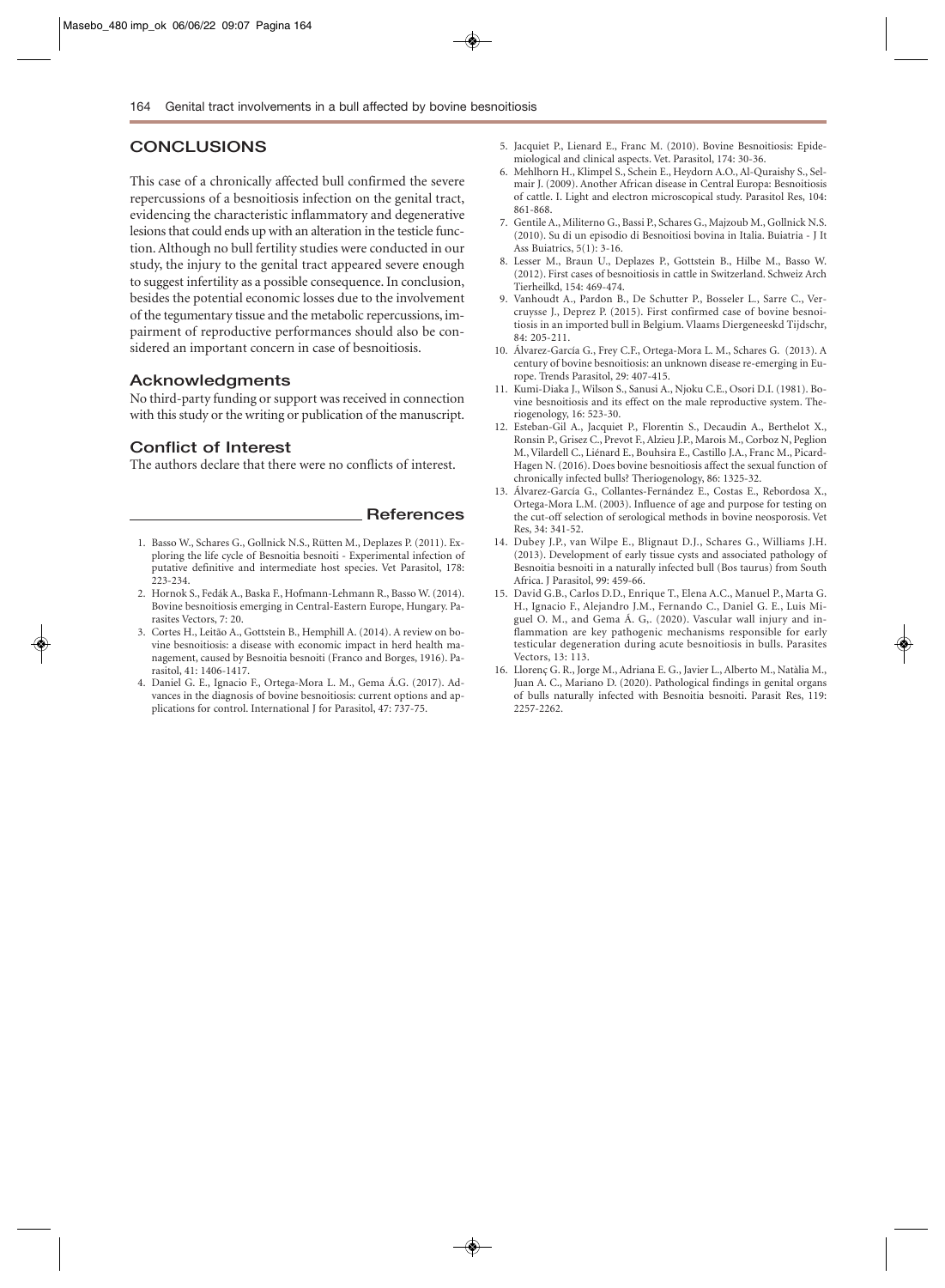## CONCLUSIONS

This case of a chronically affected bull confirmed the severe repercussions of a besnoitiosis infection on the genital tract, evidencing the characteristic inflammatory and degenerative lesions that could ends up with an alteration in the testicle function. Although no bull fertility studies were conducted in our study, the injury to the genital tract appeared severe enough to suggest infertility as a possible consequence. In conclusion, besides the potential economic losses due to the involvement of the tegumentary tissue and the metabolic repercussions, impairment of reproductive performances should also be considered an important concern in case of besnoitiosis.

### Acknowledgments

No third-party funding or support was received in connection with this study or the writing or publication of the manuscript.

### Conflict of Interest

The authors declare that there were no conflicts of interest.

### References

1. Basso W., Schares G., Gollnick N.S., Rütten M., Deplazes P. (2011). Exploring the life cycle of Besnoitia besnoiti - Experimental infection of putative definitive and intermediate host species. Vet Parasitol, 178: 223-234.
2. Hornok S., Fedák A., Baska F., Hofmann-Lehmann R., Basso W. (2014). Bovine besnoitiosis emerging in Central-Eastern Europe, Hungary. Parasites Vectors, 7: 20.
3. Cortes H., Leitão A., Gottstein B., Hemphill A. (2014). A review on bovine besnoitiosis: a disease with economic impact in herd health management, caused by Besnoitia besnoiti (Franco and Borges, 1916). Parasitol, 41: 1406-1417.
4. Daniel G. E., Ignacio F., Ortega-Mora L. M., Gema Á.G. (2017). Advances in the diagnosis of bovine besnoitiosis: current options and applications for control. International J for Parasitol, 47: 737-75.
5. Jacquiet P., Lienard E., Franc M. (2010). Bovine Besnoitiosis: Epidemiological and clinical aspects. Vet. Parasitol, 174: 30-36.
6. Mehlhorn H., Klimpel S., Schein E., Heydorn A.O., Al-Quraishy S., Selmair J. (2009). Another African disease in Central Europa: Besnoitiosis of cattle. I. Light and electron microscopical study. Parasitol Res, 104: 861-868.
7. Gentile A., Militerno G., Bassi P., Schares G., Majzoub M., Gollnick N.S. (2010). Su di un episodio di Besnoitiosi bovina in Italia. Buiatria - J It Ass Buiatrics, 5(1): 3-16.
8. Lesser M., Braun U., Deplazes P., Gottstein B., Hilbe M., Basso W. (2012). First cases of besnoitiosis in cattle in Switzerland. Schweiz Arch Tierheilkd, 154: 469-474.
9. Vanhoudt A., Pardon B., De Schutter P., Bosseler L., Sarre C., Vercruysse J., Deprez P. (2015). First confirmed case of bovine besnoitiosis in an imported bull in Belgium. Vlaams Diergeneeskd Tijdschr, 84: 205-211.
10. Álvarez-García G., Frey C.F., Ortega-Mora L. M., Schares G. (2013). A century of bovine besnoitiosis: an unknown disease re-emerging in Europe. Trends Parasitol, 29: 407-415.
11. Kumi-Diaka J., Wilson S., Sanusi A., Njoku C.E., Osori D.I. (1981). Bovine besnoitiosis and its effect on the male reproductive system. Theriogenology, 16: 523-30.
12. Esteban-Gil A., Jacquiet P., Florentin S., Decaudin A., Berthelot X., Ronsin P., Grisez C., Prevot F., Alzieu J.P., Marois M., Corboz N, Peglion M., Vilardell C., Liénard E., Bouhsira E., Castillo J.A., Franc M., Picard-Hagen N. (2016). Does bovine besnoitiosis affect the sexual function of chronically infected bulls? Theriogenology, 86: 1325-32.
13. Álvarez-García G., Collantes-Fernández E., Costas E., Rebordosa X., Ortega-Mora L.M. (2003). Influence of age and purpose for testing on the cut-off selection of serological methods in bovine neosporosis. Vet Res, 34: 341-52.
14. Dubey J.P., van Wilpe E., Blignaut D.J., Schares G., Williams J.H. (2013). Development of early tissue cysts and associated pathology of Besnoitia besnoiti in a naturally infected bull (Bos taurus) from South Africa. J Parasitol, 99: 459-66.
15. David G.B., Carlos D.D., Enrique T., Elena A.C., Manuel P., Marta G. H., Ignacio F., Alejandro J.M., Fernando C., Daniel G. E., Luis Miguel O. M., and Gema Á. G,. (2020). Vascular wall injury and inflammation are key pathogenic mechanisms responsible for early testicular degeneration during acute besnoitiosis in bulls. Parasites Vectors, 13: 113.
16. Llorenç G. R., Jorge M., Adriana E. G., Javier L., Alberto M., Natàlia M., Juan A. C., Mariano D. (2020). Pathological findings in genital organs of bulls naturally infected with Besnoitia besnoiti. Parasit Res, 119: 2257-2262.